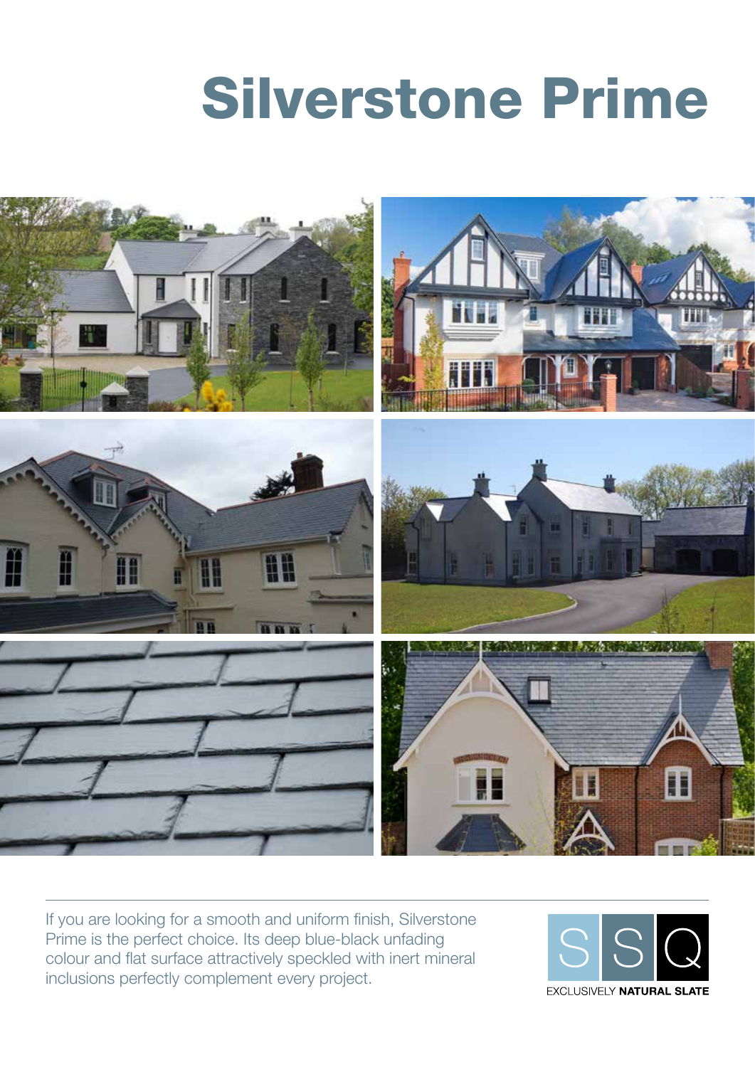# Silverstone Prime

If you are looking for a smooth and uniform finish, Silverstone Prime is the perfect choice. Its deep blue-black unfading colour and flat surface attractively speckled with inert mineral inclusions perfectly complement every project.

SSQ

EXCLUSIVELY **NATURAL SLATE**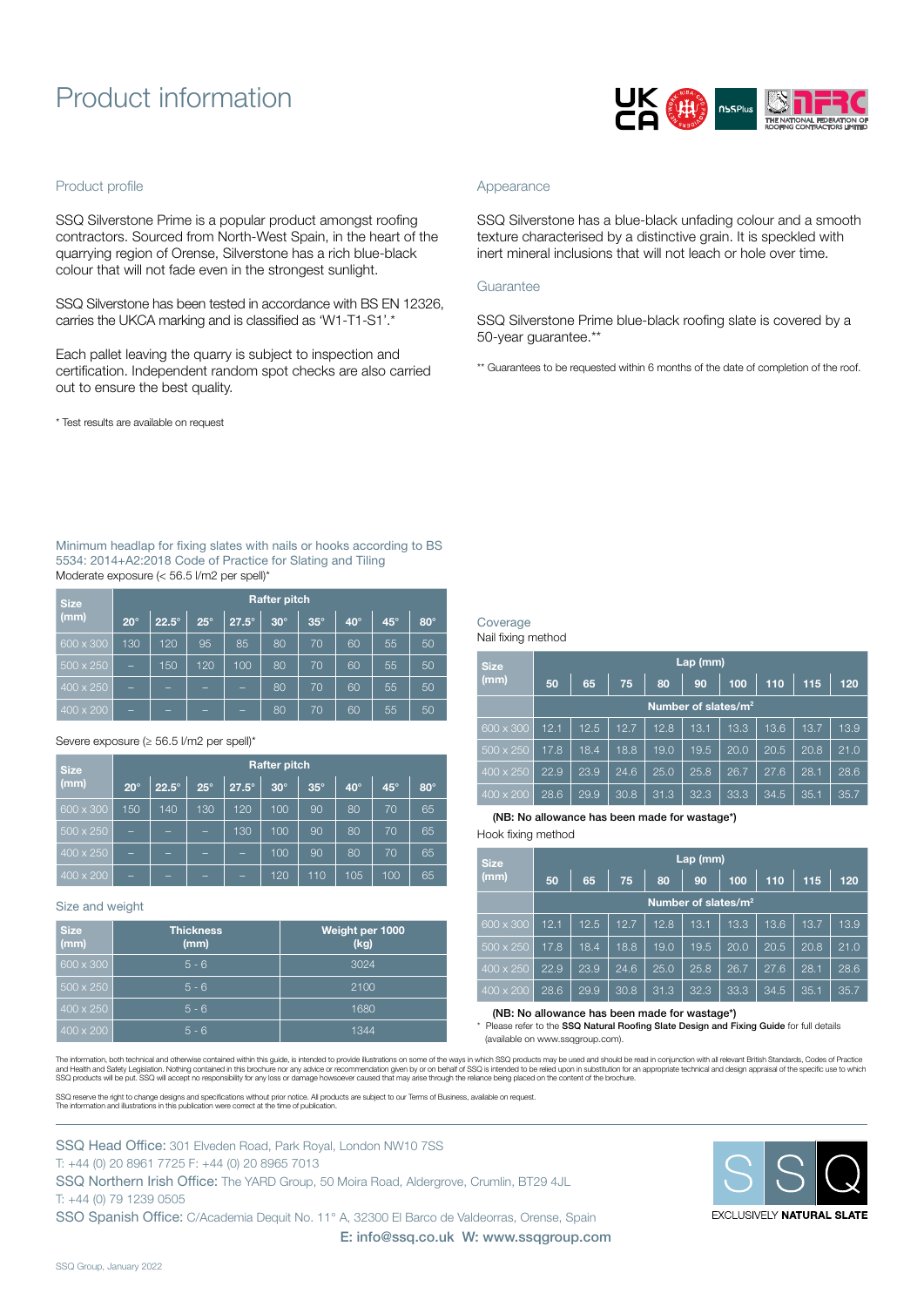# Product information

## Product profile

SSQ Silverstone Prime is a popular product amongst roofing contractors. Sourced from North-West Spain, in the heart of the quarrying region of Orense, Silverstone has a rich blue-black colour that will not fade even in the strongest sunlight.

SSQ Silverstone has been tested in accordance with BS EN 12326, carries the UKCA marking and is classified as 'W1-T1-S1'.*

Each pallet leaving the quarry is subject to inspection and certification. Independent random spot checks are also carried out to ensure the best quality.

* Test results are available on request

## Appearance

SSQ Silverstone has a blue-black unfading colour and a smooth texture characterised by a distinctive grain. It is speckled with inert mineral inclusions that will not leach or hole over time.

## Guarantee

SSQ Silverstone Prime blue-black roofing slate is covered by a 50-year guarantee.**

** Guarantees to be requested within 6 months of the date of completion of the roof.

## Minimum headlap for fixing slates with nails or hooks according to BS 5534: 2014+A2:2018 Code of Practice for Slating and Tiling

Moderate exposure (< 56.5 l/m2 per spell)*

| Size (mm) | Rafter pitch | | | | | | | | |
|---|---|---|---|---|---|---|---|---|---|
| | 20° | 22.5° | 25° | 27.5° | 30° | 35° | 40° | 45° | 80° |
| 600 x 300 | 130 | 120 | 95 | 85 | 80 | 70 | 60 | 55 | 50 |
| 500 x 250 | – | 150 | 120 | 100 | 80 | 70 | 60 | 55 | 50 |
| 400 x 250 | – | – | – | – | 80 | 70 | 60 | 55 | 50 |
| 400 x 200 | – | – | – | – | 80 | 70 | 60 | 55 | 50 |

Severe exposure (≥ 56.5 l/m2 per spell)*

| Size (mm) | Rafter pitch | | | | | | | | |
|---|---|---|---|---|---|---|---|---|---|
| | 20° | 22.5° | 25° | 27.5° | 30° | 35° | 40° | 45° | 80° |
| 600 x 300 | 150 | 140 | 130 | 120 | 100 | 90 | 80 | 70 | 65 |
| 500 x 250 | – | – | – | 130 | 100 | 90 | 80 | 70 | 65 |
| 400 x 250 | – | – | – | – | 100 | 90 | 80 | 70 | 65 |
| 400 x 200 | – | – | – | – | 120 | 110 | 105 | 100 | 65 |

## Size and weight

| Size (mm) | Thickness (mm) | Weight per 1000 (kg) |
|---|---|---|
| 600 x 300 | 5 - 6 | 3024 |
| 500 x 250 | 5 - 6 | 2100 |
| 400 x 250 | 5 - 6 | 1680 |
| 400 x 200 | 5 - 6 | 1344 |

## Coverage

Nail fixing method

| Size (mm) | Lap (mm) | | | | | | | | |
|---|---|---|---|---|---|---|---|---|---|
| | 50 | 65 | 75 | 80 | 90 | 100 | 110 | 115 | 120 |
| | Number of slates/m² | | | | | | | | |
| 600 x 300 | 12.1 | 12.5 | 12.7 | 12.8 | 13.1 | 13.3 | 13.6 | 13.7 | 13.9 |
| 500 x 250 | 17.8 | 18.4 | 18.8 | 19.0 | 19.5 | 20.0 | 20.5 | 20.8 | 21.0 |
| 400 x 250 | 22.9 | 23.9 | 24.6 | 25.0 | 25.8 | 26.7 | 27.6 | 28.1 | 28.6 |
| 400 x 200 | 28.6 | 29.9 | 30.8 | 31.3 | 32.3 | 33.3 | 34.5 | 35.1 | 35.7 |

**(NB: No allowance has been made for wastage*)**

Hook fixing method

| Size (mm) | Lap (mm) | | | | | | | | |
|---|---|---|---|---|---|---|---|---|---|
| | 50 | 65 | 75 | 80 | 90 | 100 | 110 | 115 | 120 |
| | Number of slates/m² | | | | | | | | |
| 600 x 300 | 12.1 | 12.5 | 12.7 | 12.8 | 13.1 | 13.3 | 13.6 | 13.7 | 13.9 |
| 500 x 250 | 17.8 | 18.4 | 18.8 | 19.0 | 19.5 | 20.0 | 20.5 | 20.8 | 21.0 |
| 400 x 250 | 22.9 | 23.9 | 24.6 | 25.0 | 25.8 | 26.7 | 27.6 | 28.1 | 28.6 |
| 400 x 200 | 28.6 | 29.9 | 30.8 | 31.3 | 32.3 | 33.3 | 34.5 | 35.1 | 35.7 |

**(NB: No allowance has been made for wastage*)**

* Please refer to the **SSQ Natural Roofing Slate Design and Fixing Guide** for full details (available on www.ssqgroup.com).

The information, both technical and otherwise contained within this guide, is intended to provide illustrations on some of the ways in which SSQ products may be used and should be read in conjunction with all relevant British Standards, Codes of Practice and Health and Safety Legislation. Nothing contained in this brochure nor any advice or recommendation given by or on behalf of SSQ is intended to be relied upon in substitution for an appropriate technical and design appraisal of the specific use to which SSQ products will be put. SSQ will accept no responsibility for any loss or damage howsoever caused that may arise through the reliance being placed on the content of the brochure.

SSQ reserve the right to change designs and specifications without prior notice. All products are subject to our Terms of Business, available on request.
The information and illustrations in this publication were correct at the time of publication.

SSQ Head Office: 301 Elveden Road, Park Royal, London NW10 7SS
T: +44 (0) 20 8961 7725 F: +44 (0) 20 8965 7013
SSQ Northern Irish Office: The YARD Group, 50 Moira Road, Aldergrove, Crumlin, BT29 4JL
T: +44 (0) 79 1239 0505
SSQ Spanish Office: C/Academia Dequit No. 11° A, 32300 El Barco de Valdeorras, Orense, Spain
E: info@ssq.co.uk W: www.ssqgroup.com

EXCLUSIVELY **NATURAL SLATE**

SSQ Group, January 2022